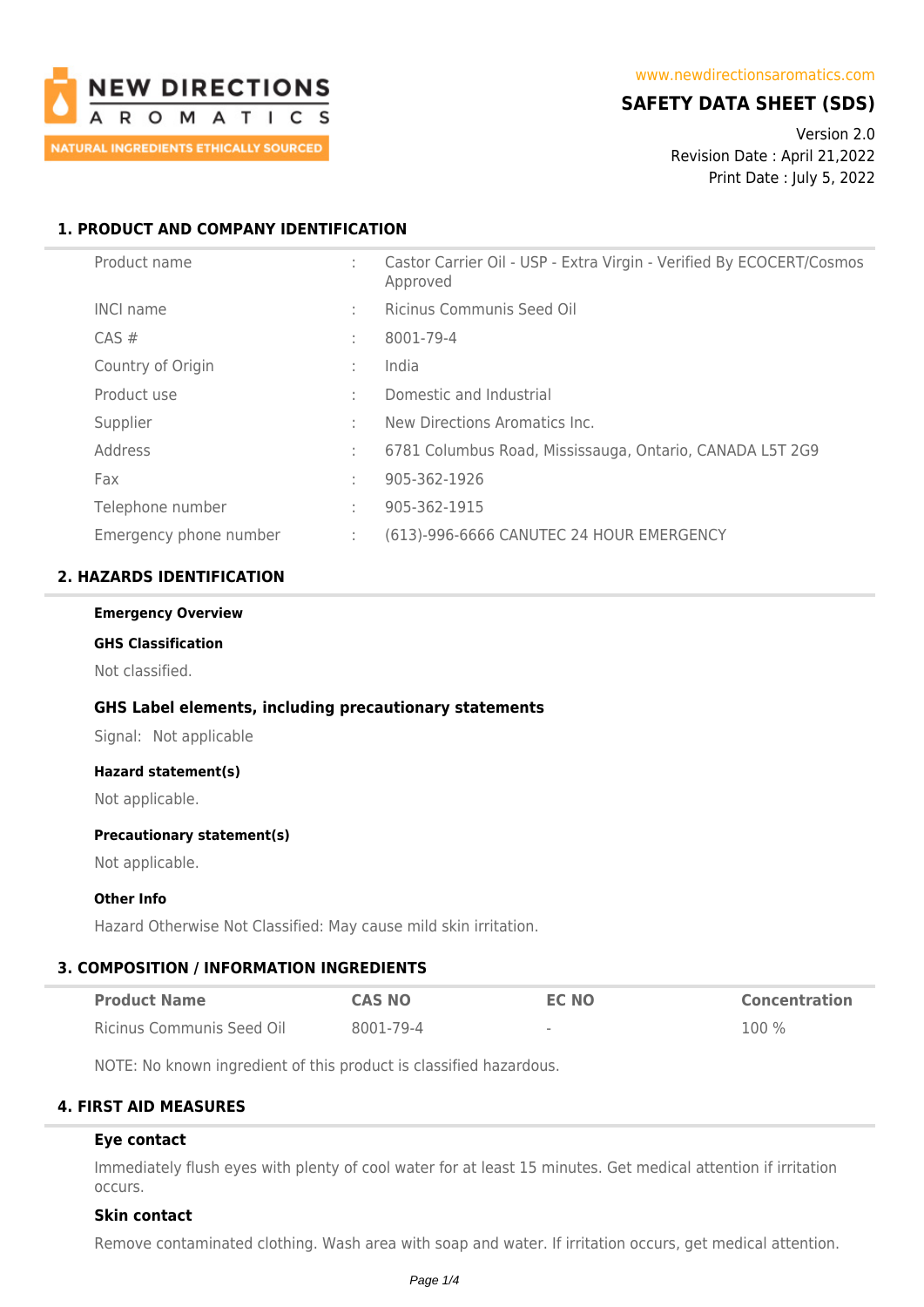NEW DIRECTIONS AROMATICS
NATURAL INGREDIENTS ETHICALLY SOURCED

www.newdirectionsaromatics.com

# SAFETY DATA SHEET (SDS)

Version 2.0
Revision Date : April 21,2022
Print Date : July 5, 2022

## 1. PRODUCT AND COMPANY IDENTIFICATION

| | | |
|---|---|---|
| Product name | : | Castor Carrier Oil - USP - Extra Virgin - Verified By ECOCERT/Cosmos Approved |
| INCI name | : | Ricinus Communis Seed Oil |
| CAS # | : | 8001-79-4 |
| Country of Origin | : | India |
| Product use | : | Domestic and Industrial |
| Supplier | : | New Directions Aromatics Inc. |
| Address | : | 6781 Columbus Road, Mississauga, Ontario, CANADA L5T 2G9 |
| Fax | : | 905-362-1926 |
| Telephone number | : | 905-362-1915 |
| Emergency phone number | : | (613)-996-6666 CANUTEC 24 HOUR EMERGENCY |

## 2. HAZARDS IDENTIFICATION

**Emergency Overview**

**GHS Classification**

Not classified.

### GHS Label elements, including precautionary statements

Signal: Not applicable

**Hazard statement(s)**

Not applicable.

**Precautionary statement(s)**

Not applicable.

**Other Info**

Hazard Otherwise Not Classified: May cause mild skin irritation.

## 3. COMPOSITION / INFORMATION INGREDIENTS

| Product Name | CAS NO | EC NO | Concentration |
|---|---|---|---|
| Ricinus Communis Seed Oil | 8001-79-4 | - | 100 % |

NOTE: No known ingredient of this product is classified hazardous.

## 4. FIRST AID MEASURES

### Eye contact

Immediately flush eyes with plenty of cool water for at least 15 minutes. Get medical attention if irritation occurs.

### Skin contact

Remove contaminated clothing. Wash area with soap and water. If irritation occurs, get medical attention.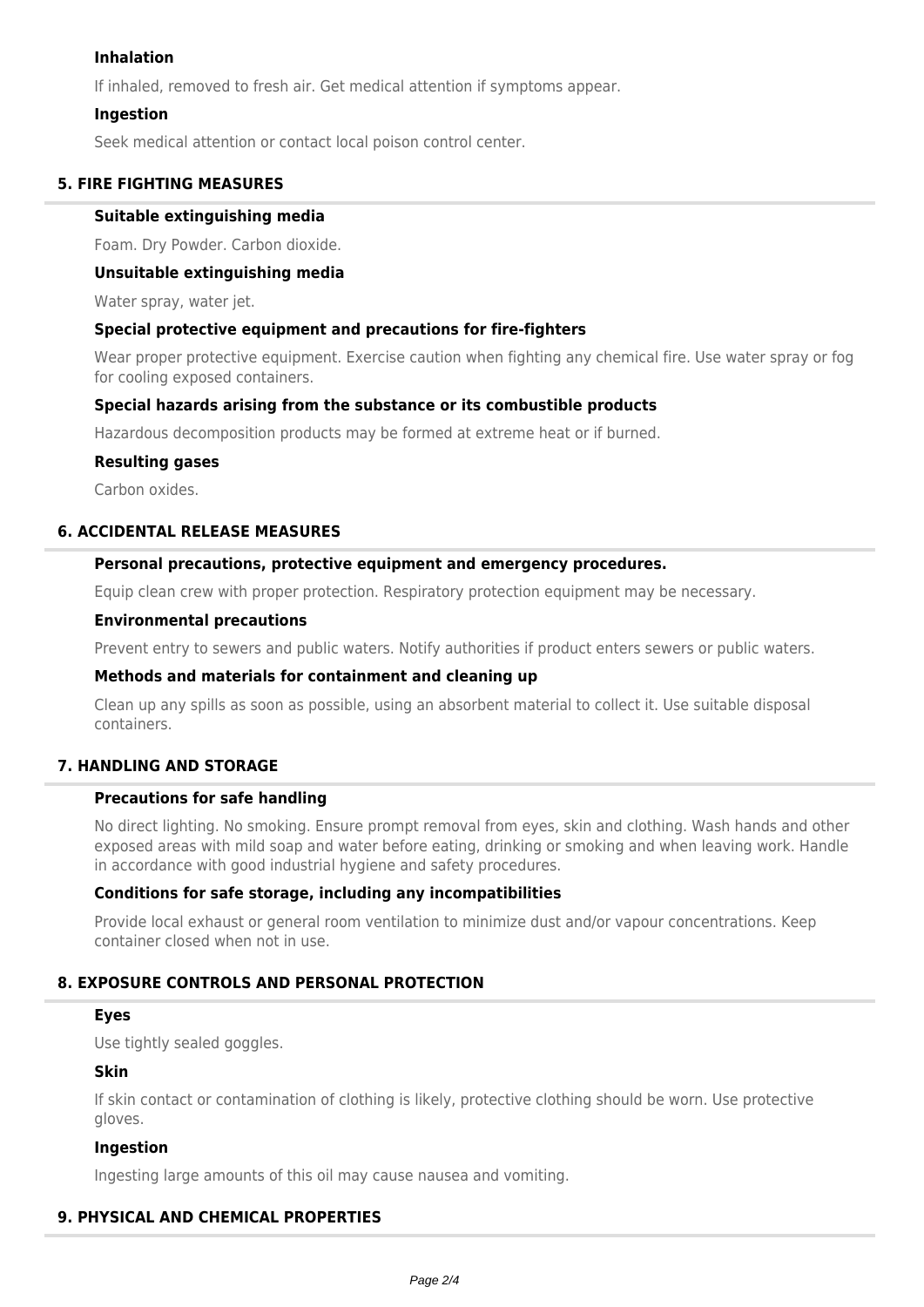### Inhalation

If inhaled, removed to fresh air. Get medical attention if symptoms appear.

### Ingestion

Seek medical attention or contact local poison control center.

## 5. FIRE FIGHTING MEASURES

### Suitable extinguishing media

Foam. Dry Powder. Carbon dioxide.

### Unsuitable extinguishing media

Water spray, water jet.

### Special protective equipment and precautions for fire-fighters

Wear proper protective equipment. Exercise caution when fighting any chemical fire. Use water spray or fog for cooling exposed containers.

### Special hazards arising from the substance or its combustible products

Hazardous decomposition products may be formed at extreme heat or if burned.

### Resulting gases

Carbon oxides.

## 6. ACCIDENTAL RELEASE MEASURES

### Personal precautions, protective equipment and emergency procedures.

Equip clean crew with proper protection. Respiratory protection equipment may be necessary.

### Environmental precautions

Prevent entry to sewers and public waters. Notify authorities if product enters sewers or public waters.

### Methods and materials for containment and cleaning up

Clean up any spills as soon as possible, using an absorbent material to collect it. Use suitable disposal containers.

## 7. HANDLING AND STORAGE

### Precautions for safe handling

No direct lighting. No smoking. Ensure prompt removal from eyes, skin and clothing. Wash hands and other exposed areas with mild soap and water before eating, drinking or smoking and when leaving work. Handle in accordance with good industrial hygiene and safety procedures.

### Conditions for safe storage, including any incompatibilities

Provide local exhaust or general room ventilation to minimize dust and/or vapour concentrations. Keep container closed when not in use.

## 8. EXPOSURE CONTROLS AND PERSONAL PROTECTION

### Eyes

Use tightly sealed goggles.

### Skin

If skin contact or contamination of clothing is likely, protective clothing should be worn. Use protective gloves.

### Ingestion

Ingesting large amounts of this oil may cause nausea and vomiting.

## 9. PHYSICAL AND CHEMICAL PROPERTIES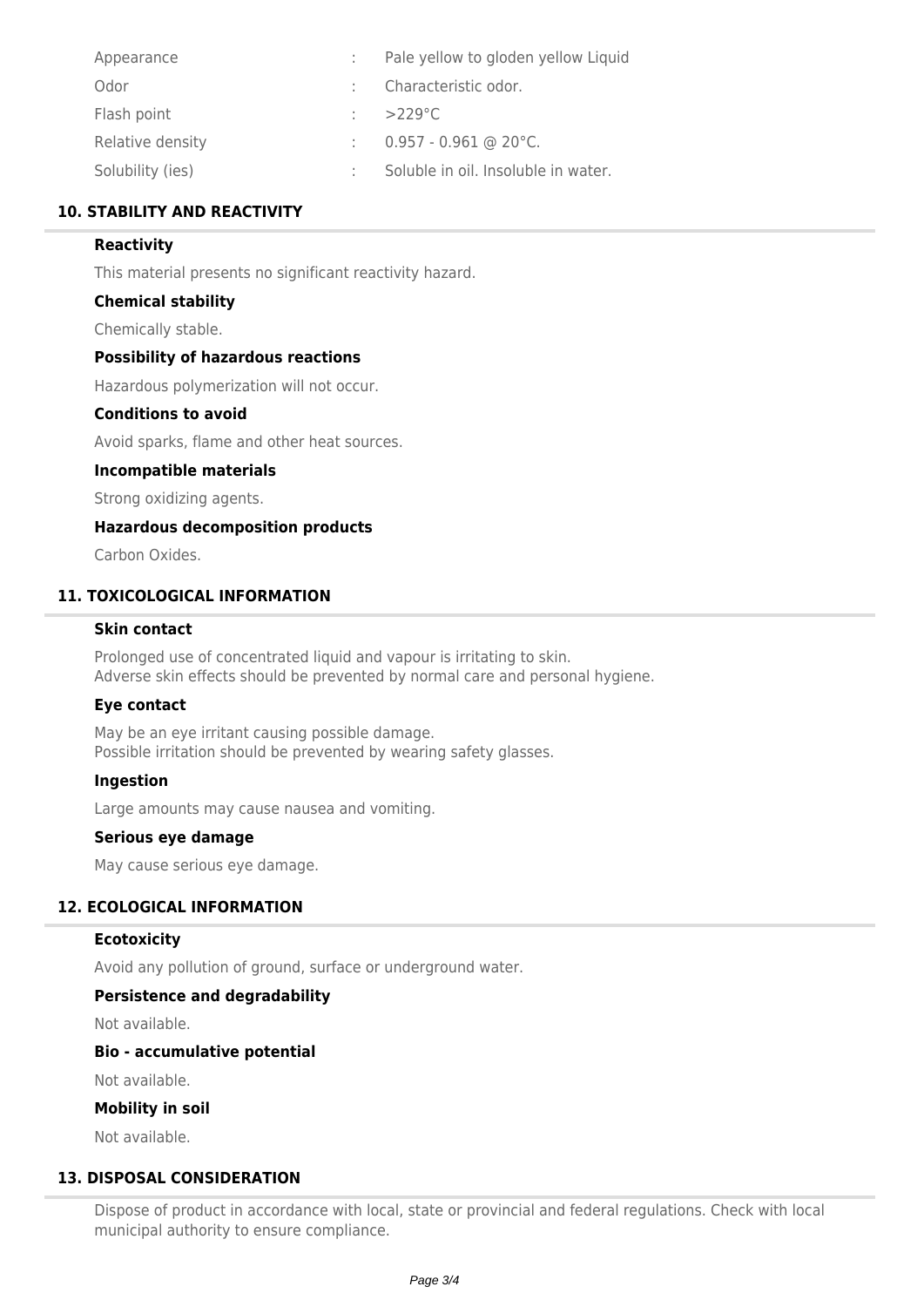| | | |
|---|---|---|
| Appearance | : | Pale yellow to gloden yellow Liquid |
| Odor | : | Characteristic odor. |
| Flash point | : | >229°C |
| Relative density | : | 0.957 - 0.961 @ 20°C. |
| Solubility (ies) | : | Soluble in oil. Insoluble in water. |

## 10. STABILITY AND REACTIVITY

**Reactivity**

This material presents no significant reactivity hazard.

**Chemical stability**

Chemically stable.

**Possibility of hazardous reactions**

Hazardous polymerization will not occur.

**Conditions to avoid**

Avoid sparks, flame and other heat sources.

**Incompatible materials**

Strong oxidizing agents.

**Hazardous decomposition products**

Carbon Oxides.

## 11. TOXICOLOGICAL INFORMATION

**Skin contact**

Prolonged use of concentrated liquid and vapour is irritating to skin.
Adverse skin effects should be prevented by normal care and personal hygiene.

**Eye contact**

May be an eye irritant causing possible damage.
Possible irritation should be prevented by wearing safety glasses.

**Ingestion**

Large amounts may cause nausea and vomiting.

**Serious eye damage**

May cause serious eye damage.

## 12. ECOLOGICAL INFORMATION

**Ecotoxicity**

Avoid any pollution of ground, surface or underground water.

**Persistence and degradability**

Not available.

**Bio - accumulative potential**

Not available.

**Mobility in soil**

Not available.

## 13. DISPOSAL CONSIDERATION

Dispose of product in accordance with local, state or provincial and federal regulations. Check with local municipal authority to ensure compliance.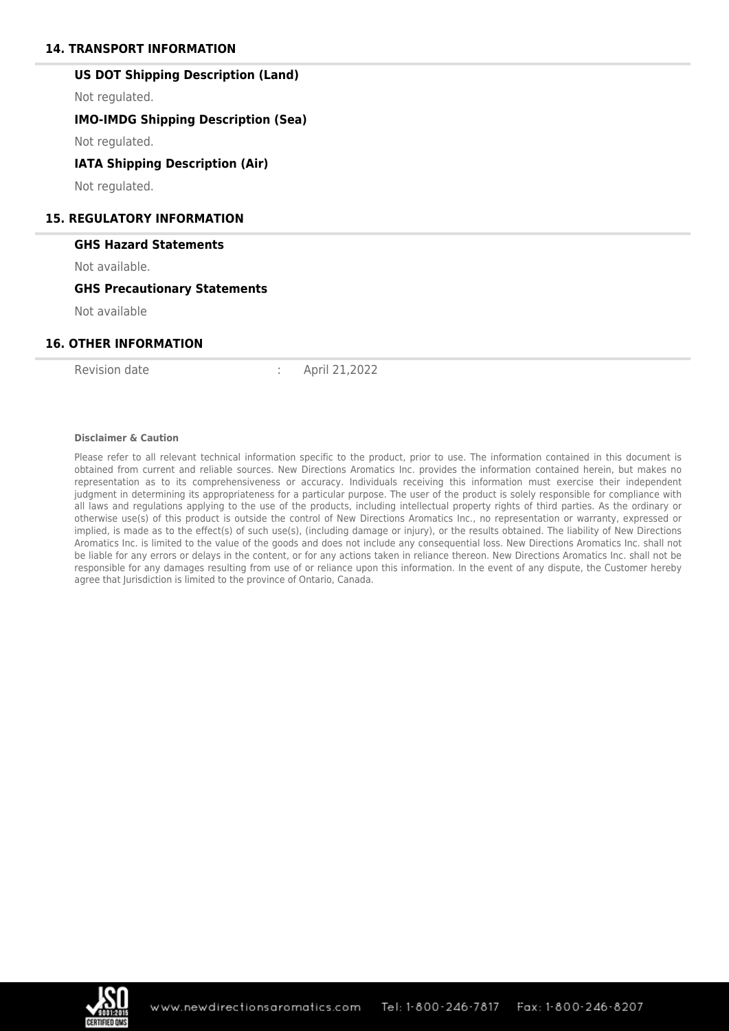## 14. TRANSPORT INFORMATION

### US DOT Shipping Description (Land)

Not regulated.

### IMO-IMDG Shipping Description (Sea)

Not regulated.

### IATA Shipping Description (Air)

Not regulated.

## 15. REGULATORY INFORMATION

### GHS Hazard Statements

Not available.

### GHS Precautionary Statements

Not available

## 16. OTHER INFORMATION

Revision date : April 21,2022

**Disclaimer & Caution**

Please refer to all relevant technical information specific to the product, prior to use. The information contained in this document is obtained from current and reliable sources. New Directions Aromatics Inc. provides the information contained herein, but makes no representation as to its comprehensiveness or accuracy. Individuals receiving this information must exercise their independent judgment in determining its appropriateness for a particular purpose. The user of the product is solely responsible for compliance with all laws and regulations applying to the use of the products, including intellectual property rights of third parties. As the ordinary or otherwise use(s) of this product is outside the control of New Directions Aromatics Inc., no representation or warranty, expressed or implied, is made as to the effect(s) of such use(s), (including damage or injury), or the results obtained. The liability of New Directions Aromatics Inc. is limited to the value of the goods and does not include any consequential loss. New Directions Aromatics Inc. shall not be liable for any errors or delays in the content, or for any actions taken in reliance thereon. New Directions Aromatics Inc. shall not be responsible for any damages resulting from use of or reliance upon this information. In the event of any dispute, the Customer hereby agree that Jurisdiction is limited to the province of Ontario, Canada.